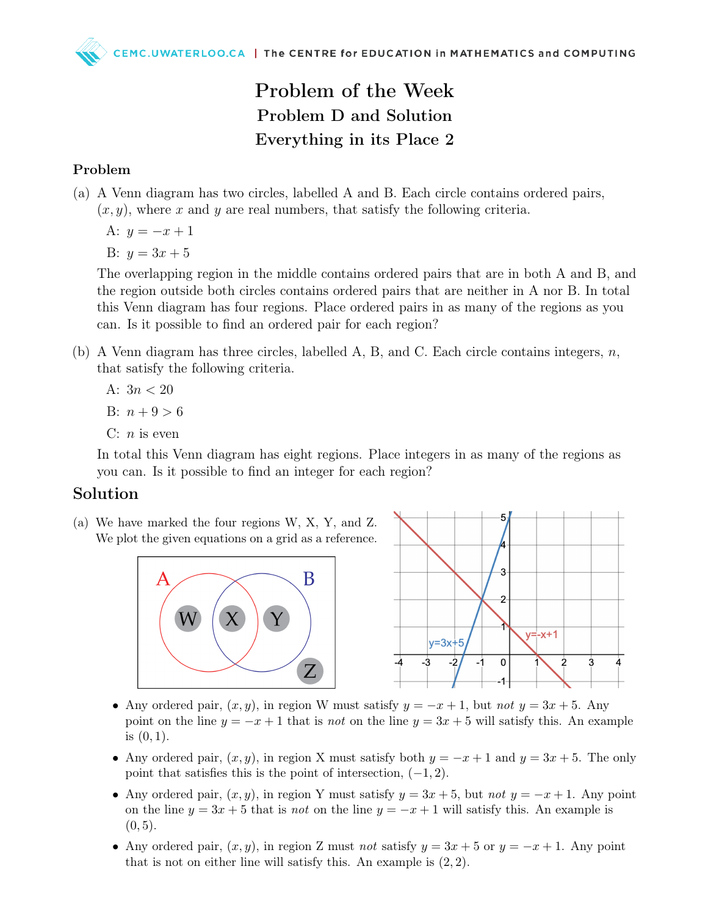# Problem of the Week

## Problem D and Solution

## Everything in its Place 2

### Problem

(a) A Venn diagram has two circles, labelled A and B. Each circle contains ordered pairs, $(x, y)$, where $x$ and $y$ are real numbers, that satisfy the following criteria.

A: $y = -x + 1$

B: $y = 3x + 5$

The overlapping region in the middle contains ordered pairs that are in both A and B, and the region outside both circles contains ordered pairs that are neither in A nor B. In total this Venn diagram has four regions. Place ordered pairs in as many of the regions as you can. Is it possible to find an ordered pair for each region?

(b) A Venn diagram has three circles, labelled A, B, and C. Each circle contains integers, $n$, that satisfy the following criteria.

A: $3n < 20$

B: $n + 9 > 6$

C: $n$ is even

In total this Venn diagram has eight regions. Place integers in as many of the regions as you can. Is it possible to find an integer for each region?

## Solution

(a) We have marked the four regions W, X, Y, and Z. We plot the given equations on a grid as a reference.

A
B
W
X
Y
Z

y=3x+5
y=-x+1

- Any ordered pair, $(x, y)$, in region W must satisfy $y = -x + 1$, but *not* $y = 3x + 5$. Any point on the line $y = -x + 1$ that is *not* on the line $y = 3x + 5$ will satisfy this. An example is $(0, 1)$.
- Any ordered pair, $(x, y)$, in region X must satisfy both $y = -x + 1$ and $y = 3x + 5$. The only point that satisfies this is the point of intersection, $(-1, 2)$.
- Any ordered pair, $(x, y)$, in region Y must satisfy $y = 3x + 5$, but *not* $y = -x + 1$. Any point on the line $y = 3x + 5$ that is *not* on the line $y = -x + 1$ will satisfy this. An example is $(0, 5)$.
- Any ordered pair, $(x, y)$, in region Z must *not* satisfy $y = 3x + 5$ or $y = -x + 1$. Any point that is not on either line will satisfy this. An example is $(2, 2)$.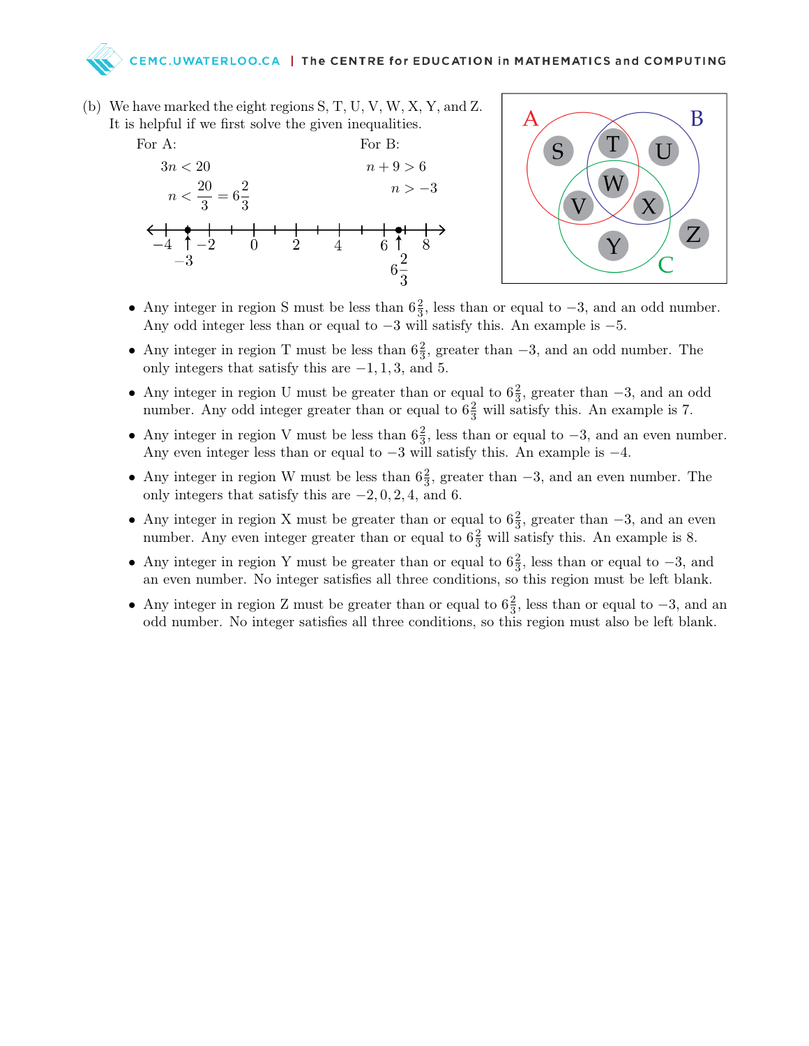(b) We have marked the eight regions S, T, U, V, W, X, Y, and Z. It is helpful if we first solve the given inequalities.

For A:

$$3n < 20$$

$$n < \frac{20}{3} = 6\frac{2}{3}$$

For B:

$$n + 9 > 6$$

$$n > -3$$

−4 −3 −2 0 2 4 6 $6\frac{2}{3}$ 8

A B C

S T U W V X Y Z

- Any integer in region S must be less than $6\frac{2}{3}$, less than or equal to $-3$, and an odd number. Any odd integer less than or equal to $-3$ will satisfy this. An example is $-5$.
- Any integer in region T must be less than $6\frac{2}{3}$, greater than $-3$, and an odd number. The only integers that satisfy this are $-1, 1, 3$, and $5$.
- Any integer in region U must be greater than or equal to $6\frac{2}{3}$, greater than $-3$, and an odd number. Any odd integer greater than or equal to $6\frac{2}{3}$ will satisfy this. An example is 7.
- Any integer in region V must be less than $6\frac{2}{3}$, less than or equal to $-3$, and an even number. Any even integer less than or equal to $-3$ will satisfy this. An example is $-4$.
- Any integer in region W must be less than $6\frac{2}{3}$, greater than $-3$, and an even number. The only integers that satisfy this are $-2, 0, 2, 4$, and $6$.
- Any integer in region X must be greater than or equal to $6\frac{2}{3}$, greater than $-3$, and an even number. Any even integer greater than or equal to $6\frac{2}{3}$ will satisfy this. An example is 8.
- Any integer in region Y must be greater than or equal to $6\frac{2}{3}$, less than or equal to $-3$, and an even number. No integer satisfies all three conditions, so this region must be left blank.
- Any integer in region Z must be greater than or equal to $6\frac{2}{3}$, less than or equal to $-3$, and an odd number. No integer satisfies all three conditions, so this region must also be left blank.